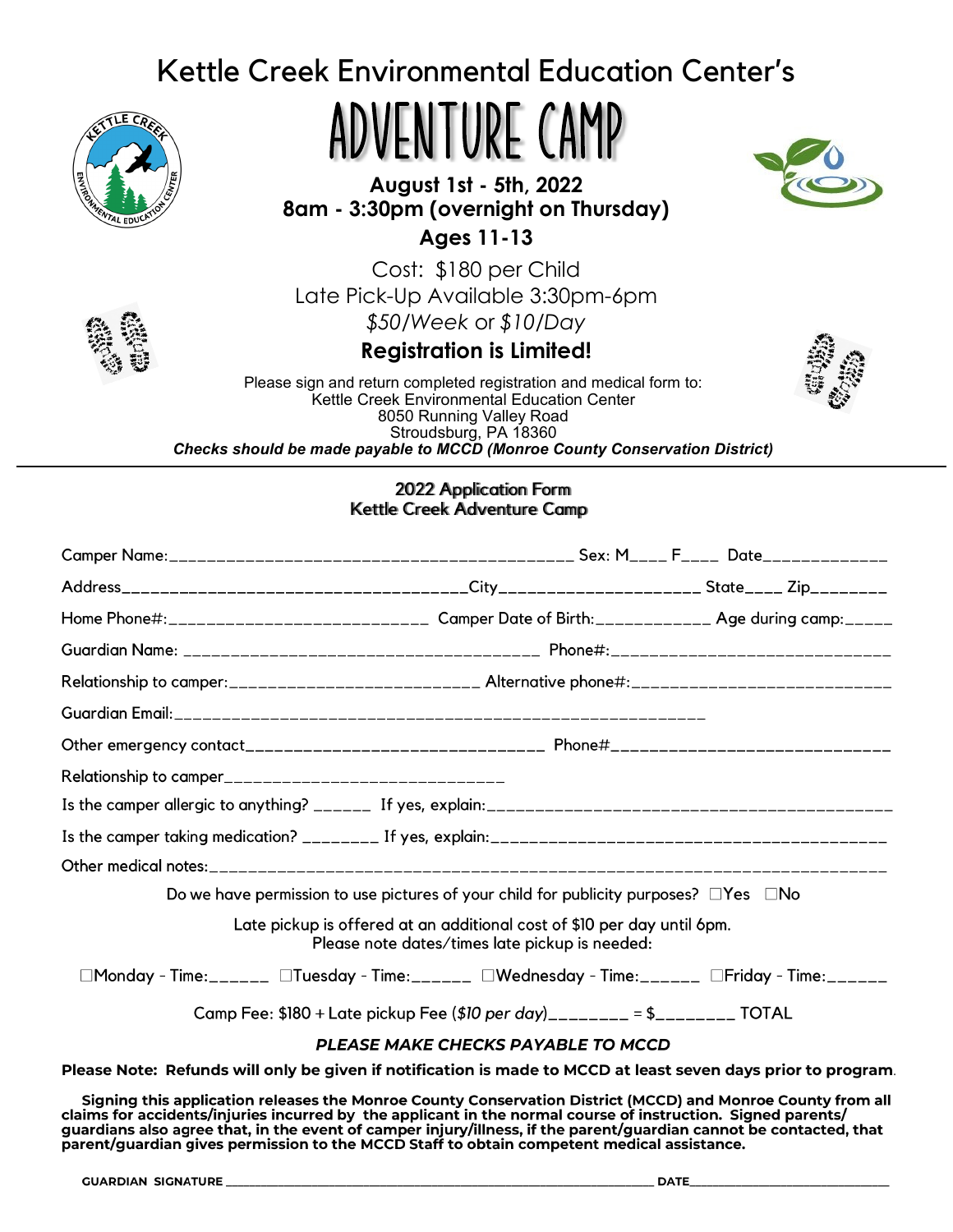# Kettle Creek Environmental Education Center's

# ADVENTURE CAMP

**August 1st - 5th, 2022**
**8am - 3:30pm (overnight on Thursday)**
**Ages 11-13**

Cost: $180 per Child
Late Pick-Up Available 3:30pm-6pm
*$50/Week* or *$10/Day*

**Registration is Limited!**

Please sign and return completed registration and medical form to:
Kettle Creek Environmental Education Center
8050 Running Valley Road
Stroudsburg, PA 18360

***Checks should be made payable to MCCD (Monroe County Conservation District)***

---

**2022 Application Form**
**Kettle Creek Adventure Camp**

Camper Name:__________________________________________ Sex: M____ F____ Date_____________

Address___________________________________City____________________ State____ Zip________

Home Phone#:__________________________ Camper Date of Birth:____________ Age during camp:_____

Guardian Name: _____________________________________ Phone#:_____________________________

Relationship to camper:__________________________ Alternative phone#:___________________________

Guardian Email:__________________________________________________________

Other emergency contact______________________________ Phone#____________________________

Relationship to camper_____________________________

Is the camper allergic to anything? ______ If yes, explain:__________________________________________

Is the camper taking medication? ________ If yes, explain:_________________________________________

Other medical notes:__________________________________________________________________________

Do we have permission to use pictures of your child for publicity purposes? ☐Yes ☐No

Late pickup is offered at an additional cost of $10 per day until 6pm.
Please note dates/times late pickup is needed:

☐Monday - Time:______ ☐Tuesday - Time:______ ☐Wednesday - Time:______ ☐Friday - Time:______

Camp Fee: $180 + Late pickup Fee (*$10 per day*)________ = $________ TOTAL

***PLEASE MAKE CHECKS PAYABLE TO MCCD***

**Please Note: Refunds will only be given if notification is made to MCCD at least seven days prior to program**.

**Signing this application releases the Monroe County Conservation District (MCCD) and Monroe County from all claims for accidents/injuries incurred by the applicant in the normal course of instruction. Signed parents/guardians also agree that, in the event of camper injury/illness, if the parent/guardian cannot be contacted, that parent/guardian gives permission to the MCCD Staff to obtain competent medical assistance.**

**GUARDIAN SIGNATURE** ______________________________________________ **DATE**____________________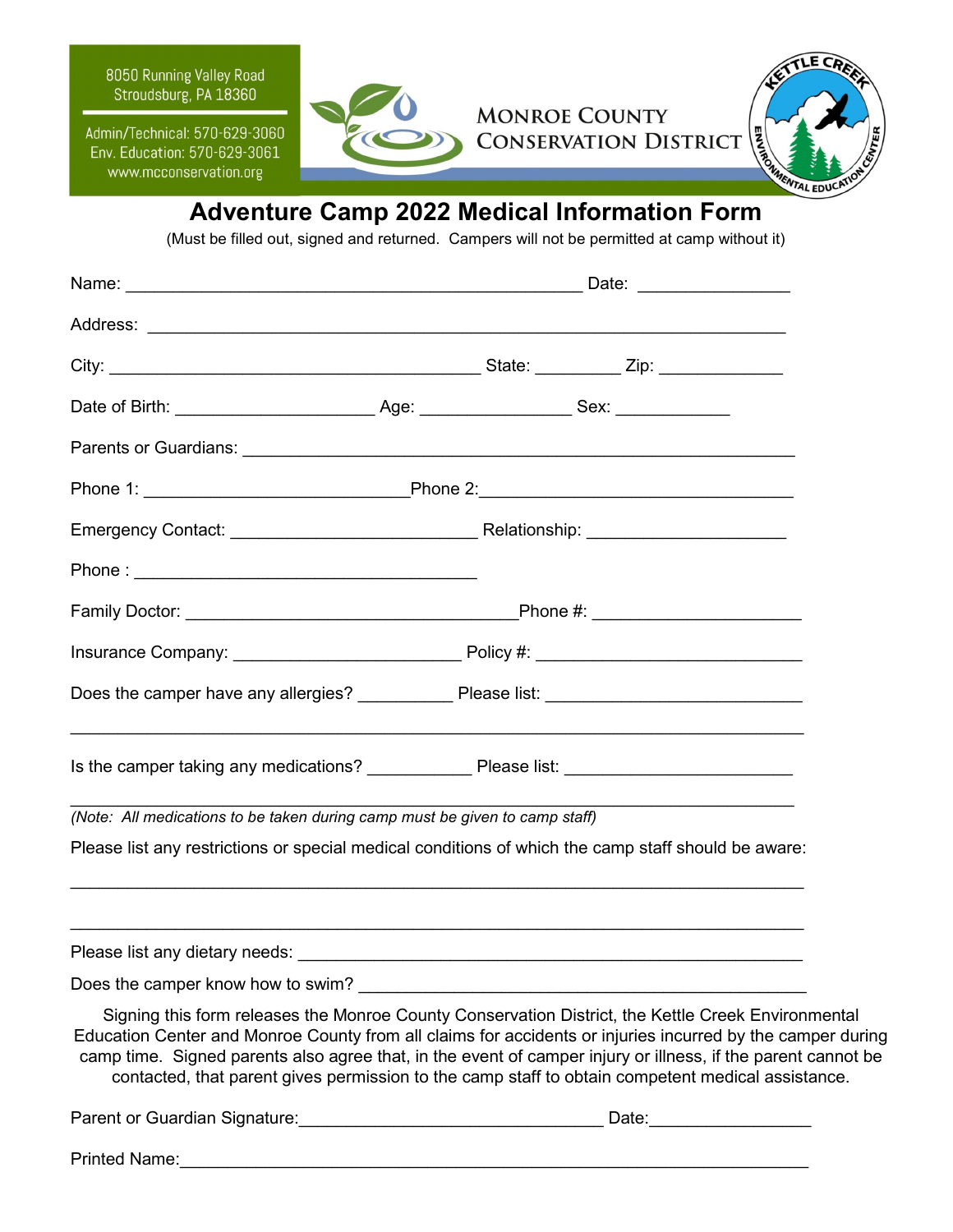8050 Running Valley Road
Stroudsburg, PA 18360

Admin/Technical: 570-629-3060
Env. Education: 570-629-3061
www.mcconservation.org

MONROE COUNTY CONSERVATION DISTRICT

KETTLE CREEK ENVIRONMENTAL EDUCATION CENTER

# Adventure Camp 2022 Medical Information Form

(Must be filled out, signed and returned. Campers will not be permitted at camp without it)

Name: _______________________________________________ Date: _______________

Address: __________________________________________________________________

City: _______________________________________ State: _________ Zip: _____________

Date of Birth: _____________________ Age: ________________ Sex: ____________

Parents or Guardians: _________________________________________________________

Phone 1: ____________________________Phone 2:_________________________________

Emergency Contact: __________________________ Relationship: _____________________

Phone : ____________________________________

Family Doctor: ___________________________________Phone #: _____________________

Insurance Company: ________________________ Policy #: ____________________________

Does the camper have any allergies? __________ Please list: ___________________________

_____________________________________________________________________________

Is the camper taking any medications? ___________ Please list: ________________________

_____________________________________________________________________________

*(Note: All medications to be taken during camp must be given to camp staff)*

Please list any restrictions or special medical conditions of which the camp staff should be aware:

_____________________________________________________________________________

_____________________________________________________________________________

Please list any dietary needs: ____________________________________________________

Does the camper know how to swim? _____________________________________________

Signing this form releases the Monroe County Conservation District, the Kettle Creek Environmental Education Center and Monroe County from all claims for accidents or injuries incurred by the camper during camp time. Signed parents also agree that, in the event of camper injury or illness, if the parent cannot be contacted, that parent gives permission to the camp staff to obtain competent medical assistance.

Parent or Guardian Signature:________________________________ Date:________________

Printed Name:_________________________________________________________________